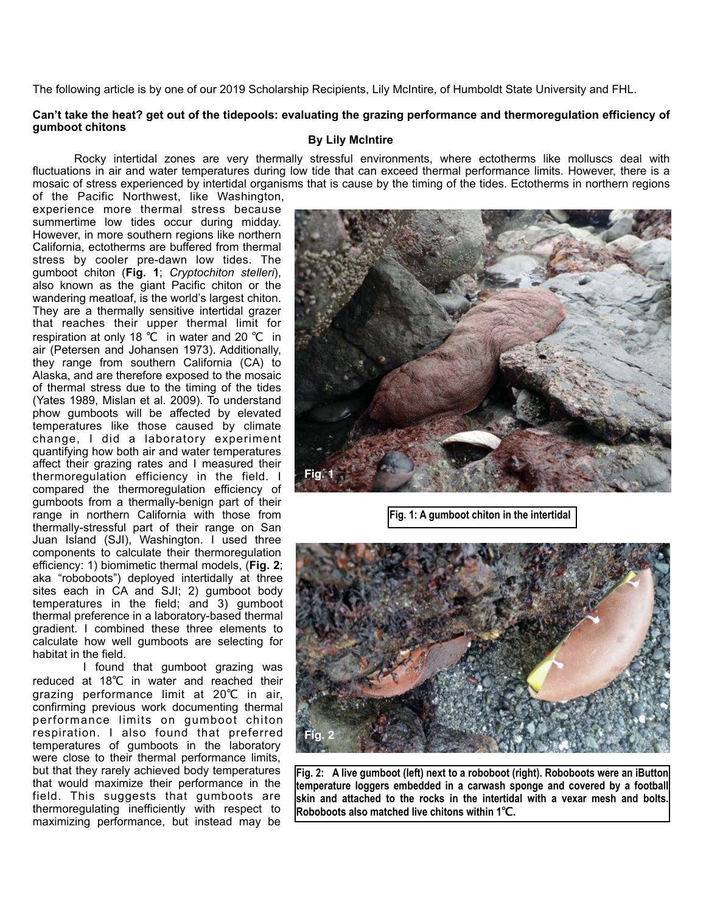The following article is by one of our 2019 Scholarship Recipients, Lily McIntire, of Humboldt State University and FHL.

**Can't take the heat? get out of the tidepools: evaluating the grazing performance and thermoregulation efficiency of gumboot chitons**

**By Lily McIntire**

Rocky intertidal zones are very thermally stressful environments, where ectotherms like molluscs deal with fluctuations in air and water temperatures during low tide that can exceed thermal performance limits. However, there is a mosaic of stress experienced by intertidal organisms that is cause by the timing of the tides. Ectotherms in northern regions of the Pacific Northwest, like Washington, experience more thermal stress because summertime low tides occur during midday. However, in more southern regions like northern California, ectotherms are buffered from thermal stress by cooler pre-dawn low tides. The gumboot chiton (**Fig. 1**; *Cryptochiton stelleri*), also known as the giant Pacific chiton or the wandering meatloaf, is the world's largest chiton. They are a thermally sensitive intertidal grazer that reaches their upper thermal limit for respiration at only 18 ℃ in water and 20 ℃ in air (Petersen and Johansen 1973). Additionally, they range from southern California (CA) to Alaska, and are therefore exposed to the mosaic of thermal stress due to the timing of the tides (Yates 1989, Mislan et al. 2009). To understand phow gumboots will be affected by elevated temperatures like those caused by climate change, I did a laboratory experiment quantifying how both air and water temperatures affect their grazing rates and I measured their thermoregulation efficiency in the field. I compared the thermoregulation efficiency of gumboots from a thermally-benign part of their range in northern California with those from thermally-stressful part of their range on San Juan Island (SJI), Washington. I used three components to calculate their thermoregulation efficiency: 1) biomimetic thermal models, (**Fig. 2**; aka "roboboots") deployed intertidally at three sites each in CA and SJI; 2) gumboot body temperatures in the field; and 3) gumboot thermal preference in a laboratory-based thermal gradient. I combined these three elements to calculate how well gumboots are selecting for habitat in the field.

**Fig. 1: A gumboot chiton in the intertidal**

**Fig. 2: A live gumboot (left) next to a roboboot (right). Roboboots were an iButton temperature loggers embedded in a carwash sponge and covered by a football skin and attached to the rocks in the intertidal with a vexar mesh and bolts. Roboboots also matched live chitons within 1℃.**

I found that gumboot grazing was reduced at 18℃ in water and reached their grazing performance limit at 20℃ in air, confirming previous work documenting thermal performance limits on gumboot chiton respiration. I also found that preferred temperatures of gumboots in the laboratory were close to their thermal performance limits, but that they rarely achieved body temperatures that would maximize their performance in the field. This suggests that gumboots are thermoregulating inefficiently with respect to maximizing performance, but instead may be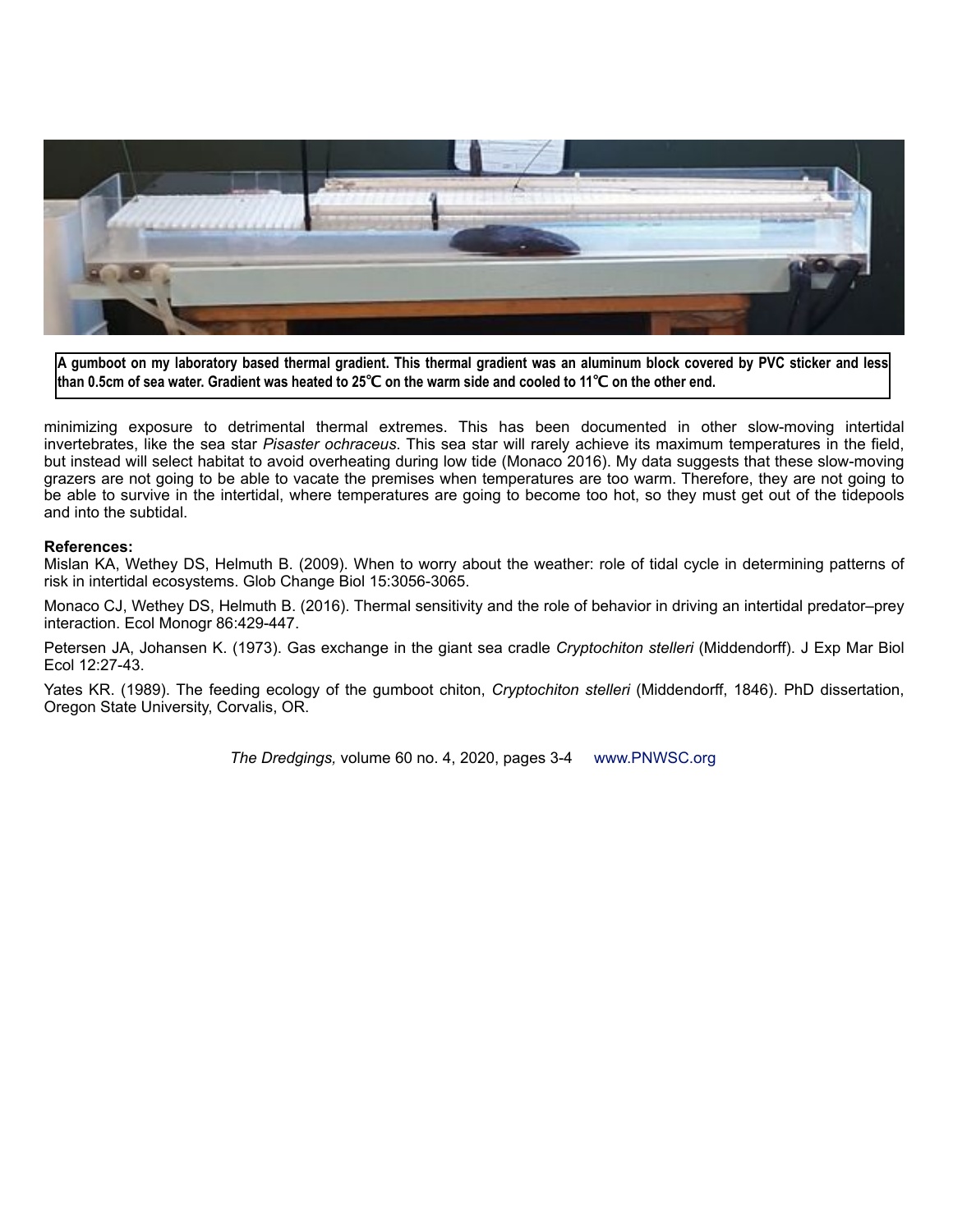A gumboot on my laboratory based thermal gradient. This thermal gradient was an aluminum block covered by PVC sticker and less than 0.5cm of sea water. Gradient was heated to 25℃ on the warm side and cooled to 11℃ on the other end.

minimizing exposure to detrimental thermal extremes. This has been documented in other slow-moving intertidal invertebrates, like the sea star *Pisaster ochraceus*. This sea star will rarely achieve its maximum temperatures in the field, but instead will select habitat to avoid overheating during low tide (Monaco 2016). My data suggests that these slow-moving grazers are not going to be able to vacate the premises when temperatures are too warm. Therefore, they are not going to be able to survive in the intertidal, where temperatures are going to become too hot, so they must get out of the tidepools and into the subtidal.

**References:**

Mislan KA, Wethey DS, Helmuth B. (2009). When to worry about the weather: role of tidal cycle in determining patterns of risk in intertidal ecosystems. Glob Change Biol 15:3056-3065.

Monaco CJ, Wethey DS, Helmuth B. (2016). Thermal sensitivity and the role of behavior in driving an intertidal predator–prey interaction. Ecol Monogr 86:429-447.

Petersen JA, Johansen K. (1973). Gas exchange in the giant sea cradle *Cryptochiton stelleri* (Middendorff). J Exp Mar Biol Ecol 12:27-43.

Yates KR. (1989). The feeding ecology of the gumboot chiton, *Cryptochiton stelleri* (Middendorff, 1846). PhD dissertation, Oregon State University, Corvalis, OR.